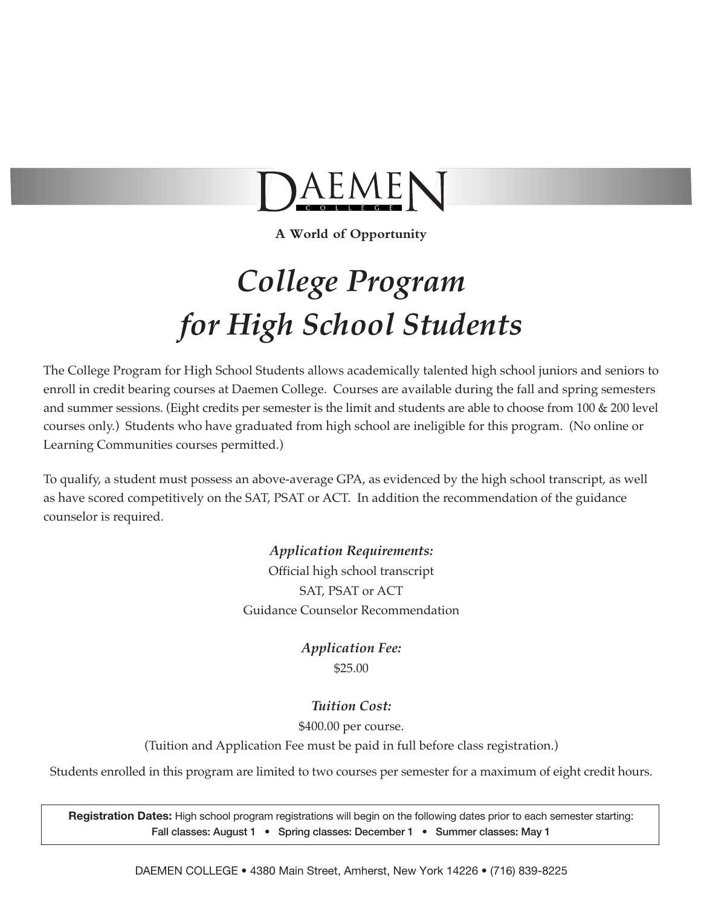# DAEMEN COLLEGE

**A World of Opportunity**

# *College Program for High School Students*

The College Program for High School Students allows academically talented high school juniors and seniors to enroll in credit bearing courses at Daemen College. Courses are available during the fall and spring semesters and summer sessions. (Eight credits per semester is the limit and students are able to choose from 100 & 200 level courses only.) Students who have graduated from high school are ineligible for this program. (No online or Learning Communities courses permitted.)

To qualify, a student must possess an above-average GPA, as evidenced by the high school transcript, as well as have scored competitively on the SAT, PSAT or ACT. In addition the recommendation of the guidance counselor is required.

***Application Requirements:***

Official high school transcript
SAT, PSAT or ACT
Guidance Counselor Recommendation

***Application Fee:***

$25.00

***Tuition Cost:***

$400.00 per course.
(Tuition and Application Fee must be paid in full before class registration.)

Students enrolled in this program are limited to two courses per semester for a maximum of eight credit hours.

**Registration Dates:** High school program registrations will begin on the following dates prior to each semester starting:
Fall classes: August 1 • Spring classes: December 1 • Summer classes: May 1

DAEMEN COLLEGE • 4380 Main Street, Amherst, New York 14226 • (716) 839-8225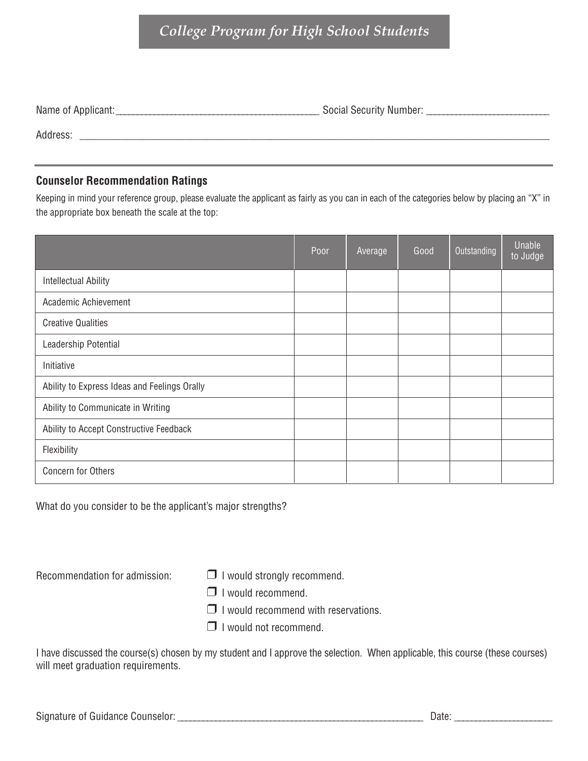# *College Program for High School Students*

Name of Applicant: ____________________________________________ Social Security Number: ___________________________

Address: ______________________________________________________________________________________________________

---

### Counselor Recommendation Ratings

Keeping in mind your reference group, please evaluate the applicant as fairly as you can in each of the categories below by placing an "X" in the appropriate box beneath the scale at the top:

| | Poor | Average | Good | Outstanding | Unable to Judge |
|---|---|---|---|---|---|
| Intellectual Ability | | | | | |
| Academic Achievement | | | | | |
| Creative Qualities | | | | | |
| Leadership Potential | | | | | |
| Initiative | | | | | |
| Ability to Express Ideas and Feelings Orally | | | | | |
| Ability to Communicate in Writing | | | | | |
| Ability to Accept Constructive Feedback | | | | | |
| Flexibility | | | | | |
| Concern for Others | | | | | |

What do you consider to be the applicant's major strengths?

Recommendation for admission:

- ❒ I would strongly recommend.
- ❒ I would recommend.
- ❒ I would recommend with reservations.
- ❒ I would not recommend.

I have discussed the course(s) chosen by my student and I approve the selection. When applicable, this course (these courses) will meet graduation requirements.

Signature of Guidance Counselor: ________________________________________________________ Date: ______________________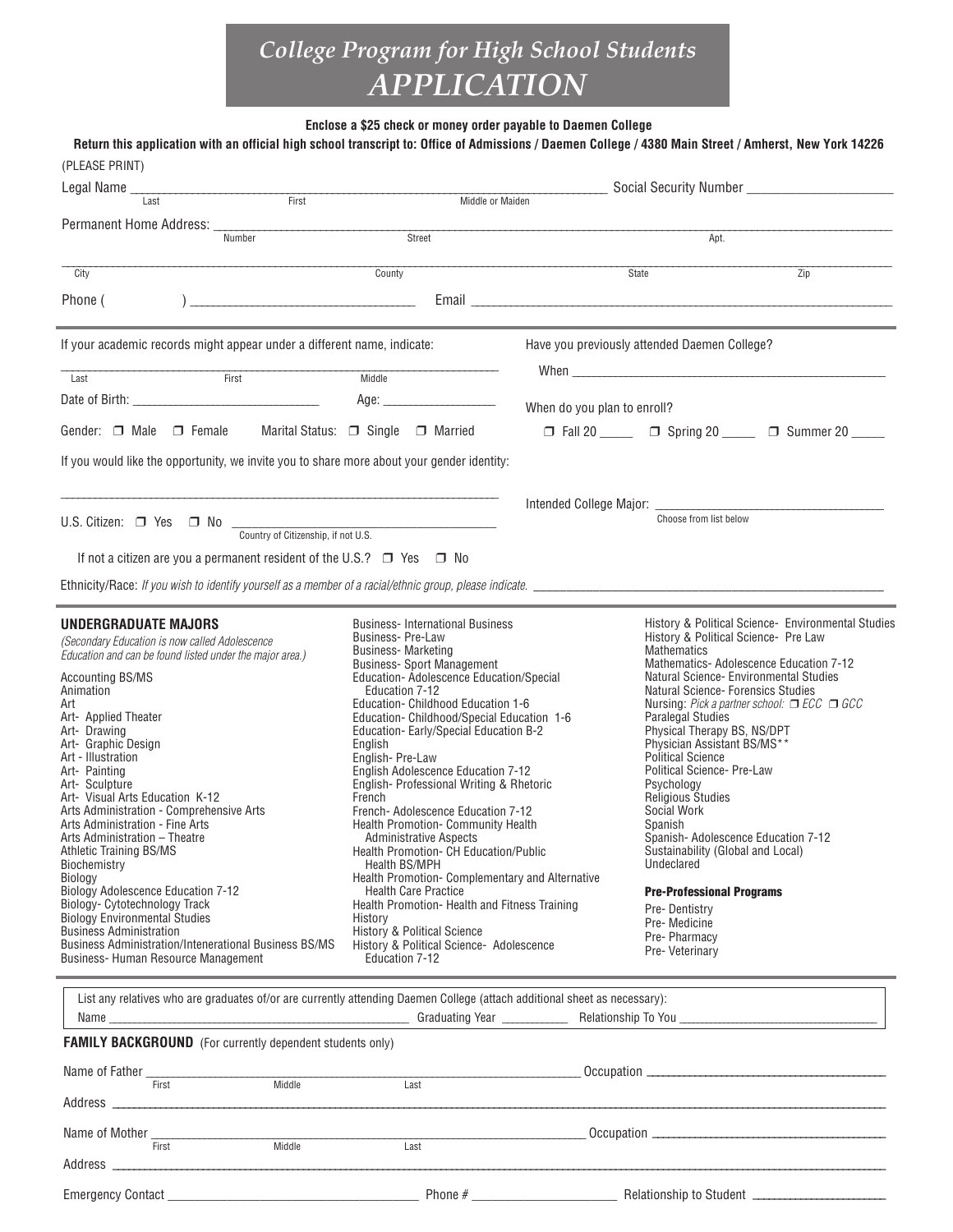# *College Program for High School Students*
# *APPLICATION*

**Enclose a $25 check or money order payable to Daemen College**

**Return this application with an official high school transcript to: Office of Admissions / Daemen College / 4380 Main Street / Amherst, New York 14226**

(PLEASE PRINT)

Legal Name ______________________________________________ Social Security Number ____________________
Last First Middle or Maiden

Permanent Home Address: ________________________________________________________________
Number Street Apt.

________________________________________________________________
City County State Zip

Phone ( ) ______________________ Email ________________________________

If your academic records might appear under a different name, indicate:

________________________________________________
Last First Middle

Date of Birth: ____________________ Age: ______________

Gender: ❒ Male ❒ Female Marital Status: ❒ Single ❒ Married

If you would like the opportunity, we invite you to share more about your gender identity:

________________________________________________

U.S. Citizen: ❒ Yes ❒ No ____________________
Country of Citizenship, if not U.S.

If not a citizen are you a permanent resident of the U.S.? ❒ Yes ❒ No

Have you previously attended Daemen College?

When ________________________________

When do you plan to enroll?

❒ Fall 20 _____ ❒ Spring 20 _____ ❒ Summer 20 _____

Intended College Major: ________________________
Choose from list below

Ethnicity/Race: *If you wish to identify yourself as a member of a racial/ethnic group, please indicate.* ________________________________

**UNDERGRADUATE MAJORS**

*(Secondary Education is now called Adolescence Education and can be found listed under the major area.)*

Accounting BS/MS
Animation
Art
Art- Applied Theater
Art- Drawing
Art- Graphic Design
Art - Illustration
Art- Painting
Art- Sculpture
Art- Visual Arts Education K-12
Arts Administration - Comprehensive Arts
Arts Administration - Fine Arts
Arts Administration – Theatre
Athletic Training BS/MS
Biochemistry
Biology
Biology Adolescence Education 7-12
Biology- Cytotechnology Track
Biology Environmental Studies
Business Administration
Business Administration/Intenerational Business BS/MS
Business- Human Resource Management
Business- International Business
Business- Pre-Law
Business- Marketing
Business- Sport Management
Education- Adolescence Education/Special Education 7-12
Education- Childhood Education 1-6
Education- Childhood/Special Education 1-6
Education- Early/Special Education B-2
English
English- Pre-Law
English Adolescence Education 7-12
English- Professional Writing & Rhetoric
French
French- Adolescence Education 7-12
Health Promotion- Community Health Administrative Aspects
Health Promotion- CH Education/Public Health BS/MPH
Health Promotion- Complementary and Alternative Health Care Practice
Health Promotion- Health and Fitness Training
History
History & Political Science
History & Political Science- Adolescence Education 7-12
History & Political Science- Environmental Studies
History & Political Science- Pre Law
Mathematics
Mathematics- Adolescence Education 7-12
Natural Science- Environmental Studies
Natural Science- Forensics Studies
Nursing: *Pick a partner school:* ❒ *ECC* ❒ *GCC*
Paralegal Studies
Physical Therapy BS, NS/DPT
Physician Assistant BS/MS**
Political Science
Political Science- Pre-Law
Psychology
Religious Studies
Social Work
Spanish
Spanish- Adolescence Education 7-12
Sustainability (Global and Local)
Undeclared

**Pre-Professional Programs**

Pre- Dentistry
Pre- Medicine
Pre- Pharmacy
Pre- Veterinary

List any relatives who are graduates of/or are currently attending Daemen College (attach additional sheet as necessary):

Name ______________________ Graduating Year __________ Relationship To You ______________

**FAMILY BACKGROUND** (For currently dependent students only)

Name of Father ______________________________ Occupation ____________________
First Middle Last

Address ________________________________________________

Name of Mother ______________________________ Occupation ____________________
First Middle Last

Address ________________________________________________

Emergency Contact ____________________ Phone # ______________ Relationship to Student ______________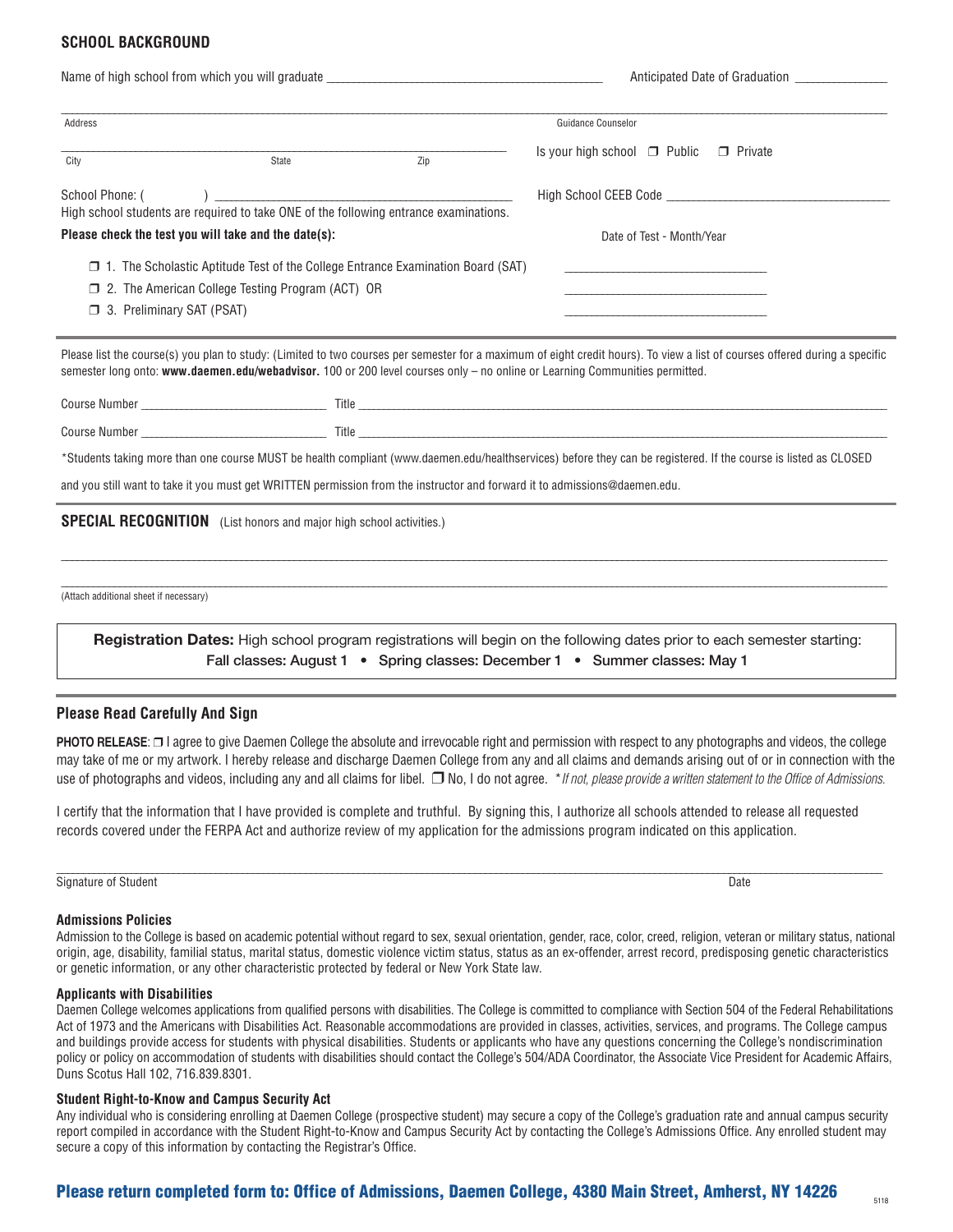## SCHOOL BACKGROUND

Name of high school from which you will graduate ________________________________ Anticipated Date of Graduation ____________

______________________________________________________________________________

Address Guidance Counselor

______________________________________________________________________________

City State Zip

Is your high school ❒ Public ❒ Private

School Phone: ( ) ________________________________

High School CEEB Code ________________________________

High school students are required to take ONE of the following entrance examinations.

**Please check the test you will take and the date(s):**

Date of Test - Month/Year

- ❒ 1. The Scholastic Aptitude Test of the College Entrance Examination Board (SAT) ____________________
- ❒ 2. The American College Testing Program (ACT) OR ____________________
- ❒ 3. Preliminary SAT (PSAT) ____________________

Please list the course(s) you plan to study: (Limited to two courses per semester for a maximum of eight credit hours). To view a list of courses offered during a specific semester long onto: **www.daemen.edu/webadvisor.** 100 or 200 level courses only – no online or Learning Communities permitted.

Course Number ____________________ Title ________________________________________

Course Number ____________________ Title ________________________________________

*Students taking more than one course MUST be health compliant (www.daemen.edu/healthservices) before they can be registered. If the course is listed as CLOSED and you still want to take it you must get WRITTEN permission from the instructor and forward it to admissions@daemen.edu.

## SPECIAL RECOGNITION (List honors and major high school activities.)

______________________________________________________________________________

______________________________________________________________________________

(Attach additional sheet if necessary)

**Registration Dates:** High school program registrations will begin on the following dates prior to each semester starting:
**Fall classes: August 1 • Spring classes: December 1 • Summer classes: May 1**

## Please Read Carefully And Sign

**PHOTO RELEASE**: ❒ I agree to give Daemen College the absolute and irrevocable right and permission with respect to any photographs and videos, the college may take of me or my artwork. I hereby release and discharge Daemen College from any and all claims and demands arising out of or in connection with the use of photographs and videos, including any and all claims for libel. ❒ No, I do not agree. *\*If not, please provide a written statement to the Office of Admissions.*

I certify that the information that I have provided is complete and truthful. By signing this, I authorize all schools attended to release all requested records covered under the FERPA Act and authorize review of my application for the admissions program indicated on this application.

______________________________________________________________________________

Signature of Student Date

### Admissions Policies

Admission to the College is based on academic potential without regard to sex, sexual orientation, gender, race, color, creed, religion, veteran or military status, national origin, age, disability, familial status, marital status, domestic violence victim status, status as an ex-offender, arrest record, predisposing genetic characteristics or genetic information, or any other characteristic protected by federal or New York State law.

### Applicants with Disabilities

Daemen College welcomes applications from qualified persons with disabilities. The College is committed to compliance with Section 504 of the Federal Rehabilitations Act of 1973 and the Americans with Disabilities Act. Reasonable accommodations are provided in classes, activities, services, and programs. The College campus and buildings provide access for students with physical disabilities. Students or applicants who have any questions concerning the College's nondiscrimination policy or policy on accommodation of students with disabilities should contact the College's 504/ADA Coordinator, the Associate Vice President for Academic Affairs, Duns Scotus Hall 102, 716.839.8301.

### Student Right-to-Know and Campus Security Act

Any individual who is considering enrolling at Daemen College (prospective student) may secure a copy of the College's graduation rate and annual campus security report compiled in accordance with the Student Right-to-Know and Campus Security Act by contacting the College's Admissions Office. Any enrolled student may secure a copy of this information by contacting the Registrar's Office.

**Please return completed form to: Office of Admissions, Daemen College, 4380 Main Street, Amherst, NY 14226**

5118